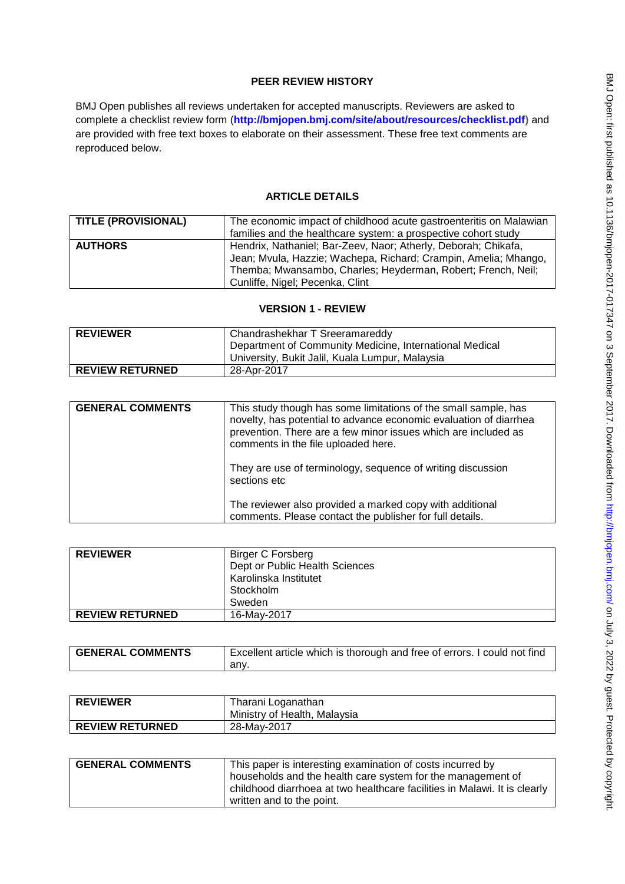# PEER REVIEW HISTORY

BMJ Open publishes all reviews undertaken for accepted manuscripts. Reviewers are asked to complete a checklist review form (**http://bmjopen.bmj.com/site/about/resources/checklist.pdf**) and are provided with free text boxes to elaborate on their assessment. These free text comments are reproduced below.

## ARTICLE DETAILS

| | |
|---|---|
| **TITLE (PROVISIONAL)** | The economic impact of childhood acute gastroenteritis on Malawian families and the healthcare system: a prospective cohort study |
| **AUTHORS** | Hendrix, Nathaniel; Bar-Zeev, Naor; Atherly, Deborah; Chikafa, Jean; Mvula, Hazzie; Wachepa, Richard; Crampin, Amelia; Mhango, Themba; Mwansambo, Charles; Heyderman, Robert; French, Neil; Cunliffe, Nigel; Pecenka, Clint |

## VERSION 1 - REVIEW

| | |
|---|---|
| **REVIEWER** | Chandrashekhar T Sreeramareddy<br>Department of Community Medicine, International Medical University, Bukit Jalil, Kuala Lumpur, Malaysia |
| **REVIEW RETURNED** | 28-Apr-2017 |

| | |
|---|---|
| **GENERAL COMMENTS** | This study though has some limitations of the small sample, has novelty, has potential to advance economic evaluation of diarrhea prevention. There are a few minor issues which are included as comments in the file uploaded here.<br><br>They are use of terminology, sequence of writing discussion sections etc<br><br>The reviewer also provided a marked copy with additional comments. Please contact the publisher for full details. |

| | |
|---|---|
| **REVIEWER** | Birger C Forsberg<br>Dept or Public Health Sciences<br>Karolinska Institutet<br>Stockholm<br>Sweden |
| **REVIEW RETURNED** | 16-May-2017 |

| | |
|---|---|
| **GENERAL COMMENTS** | Excellent article which is thorough and free of errors. I could not find any. |

| | |
|---|---|
| **REVIEWER** | Tharani Loganathan<br>Ministry of Health, Malaysia |
| **REVIEW RETURNED** | 28-May-2017 |

| | |
|---|---|
| **GENERAL COMMENTS** | This paper is interesting examination of costs incurred by households and the health care system for the management of childhood diarrhoea at two healthcare facilities in Malawi. It is clearly written and to the point. |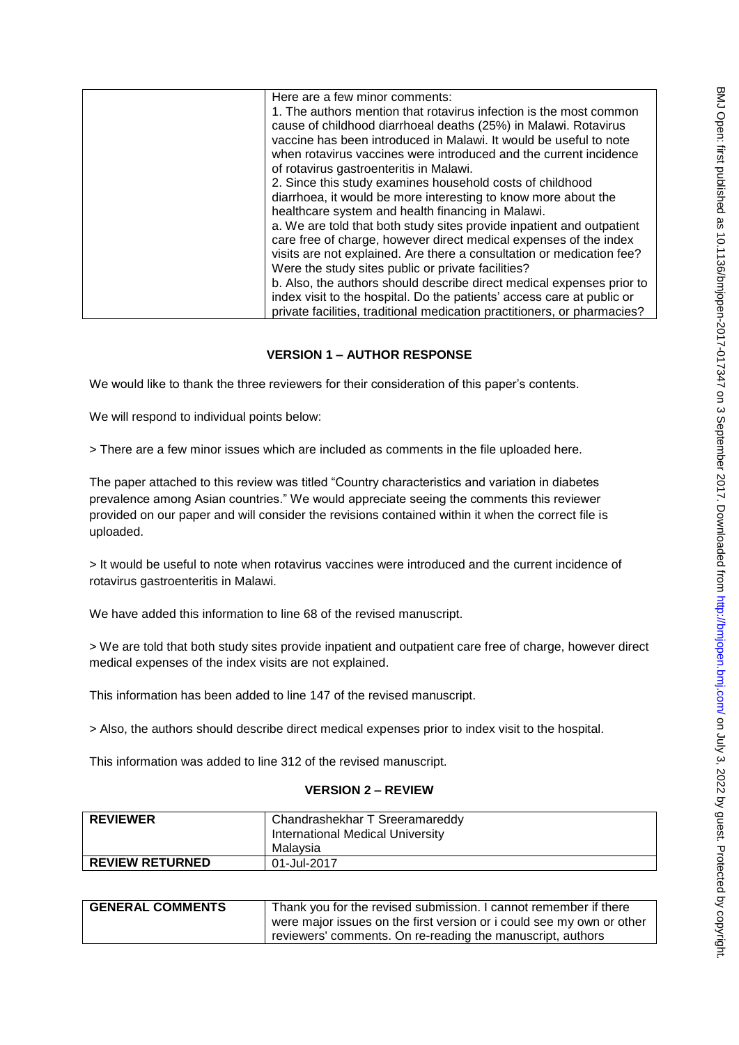| | Here are a few minor comments:<br>1. The authors mention that rotavirus infection is the most common cause of childhood diarrhoeal deaths (25%) in Malawi. Rotavirus vaccine has been introduced in Malawi. It would be useful to note when rotavirus vaccines were introduced and the current incidence of rotavirus gastroenteritis in Malawi.<br>2. Since this study examines household costs of childhood diarrhoea, it would be more interesting to know more about the healthcare system and health financing in Malawi.<br>a. We are told that both study sites provide inpatient and outpatient care free of charge, however direct medical expenses of the index visits are not explained. Are there a consultation or medication fee? Were the study sites public or private facilities?<br>b. Also, the authors should describe direct medical expenses prior to index visit to the hospital. Do the patients' access care at public or private facilities, traditional medication practitioners, or pharmacies? |
|---|---|

## VERSION 1 – AUTHOR RESPONSE

We would like to thank the three reviewers for their consideration of this paper's contents.

We will respond to individual points below:

> There are a few minor issues which are included as comments in the file uploaded here.

The paper attached to this review was titled "Country characteristics and variation in diabetes prevalence among Asian countries." We would appreciate seeing the comments this reviewer provided on our paper and will consider the revisions contained within it when the correct file is uploaded.

> It would be useful to note when rotavirus vaccines were introduced and the current incidence of rotavirus gastroenteritis in Malawi.

We have added this information to line 68 of the revised manuscript.

> We are told that both study sites provide inpatient and outpatient care free of charge, however direct medical expenses of the index visits are not explained.

This information has been added to line 147 of the revised manuscript.

> Also, the authors should describe direct medical expenses prior to index visit to the hospital.

This information was added to line 312 of the revised manuscript.

## VERSION 2 – REVIEW

| REVIEWER | Chandrashekhar T Sreeramareddy<br>International Medical University<br>Malaysia |
|---|---|
| REVIEW RETURNED | 01-Jul-2017 |

| GENERAL COMMENTS | Thank you for the revised submission. I cannot remember if there were major issues on the first version or i could see my own or other reviewers' comments. On re-reading the manuscript, authors |
|---|---|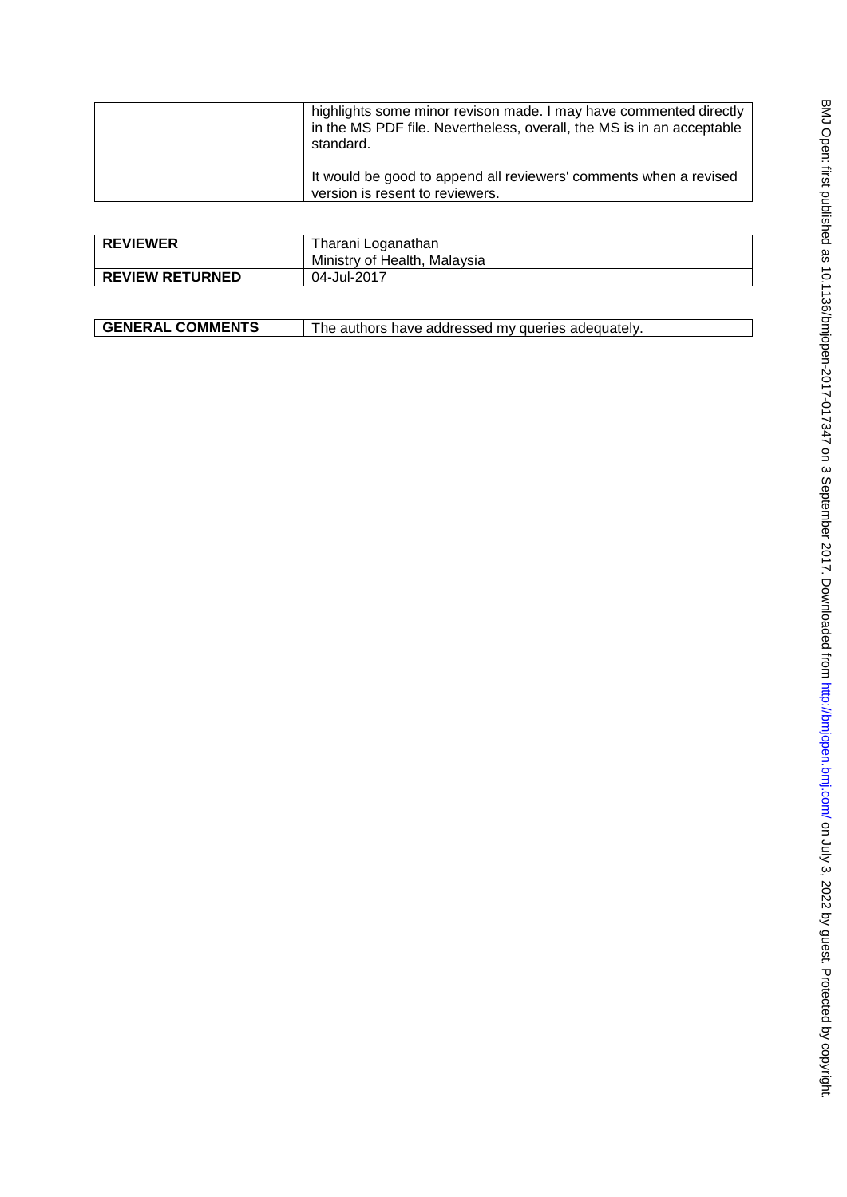| | |
|---|---|
| | highlights some minor revison made. I may have commented directly in the MS PDF file. Nevertheless, overall, the MS is in an acceptable standard.<br><br>It would be good to append all reviewers' comments when a revised version is resent to reviewers. |

| | |
|---|---|
| **REVIEWER** | Tharani Loganathan<br>Ministry of Health, Malaysia |
| **REVIEW RETURNED** | 04-Jul-2017 |

| | |
|---|---|
| **GENERAL COMMENTS** | The authors have addressed my queries adequately. |